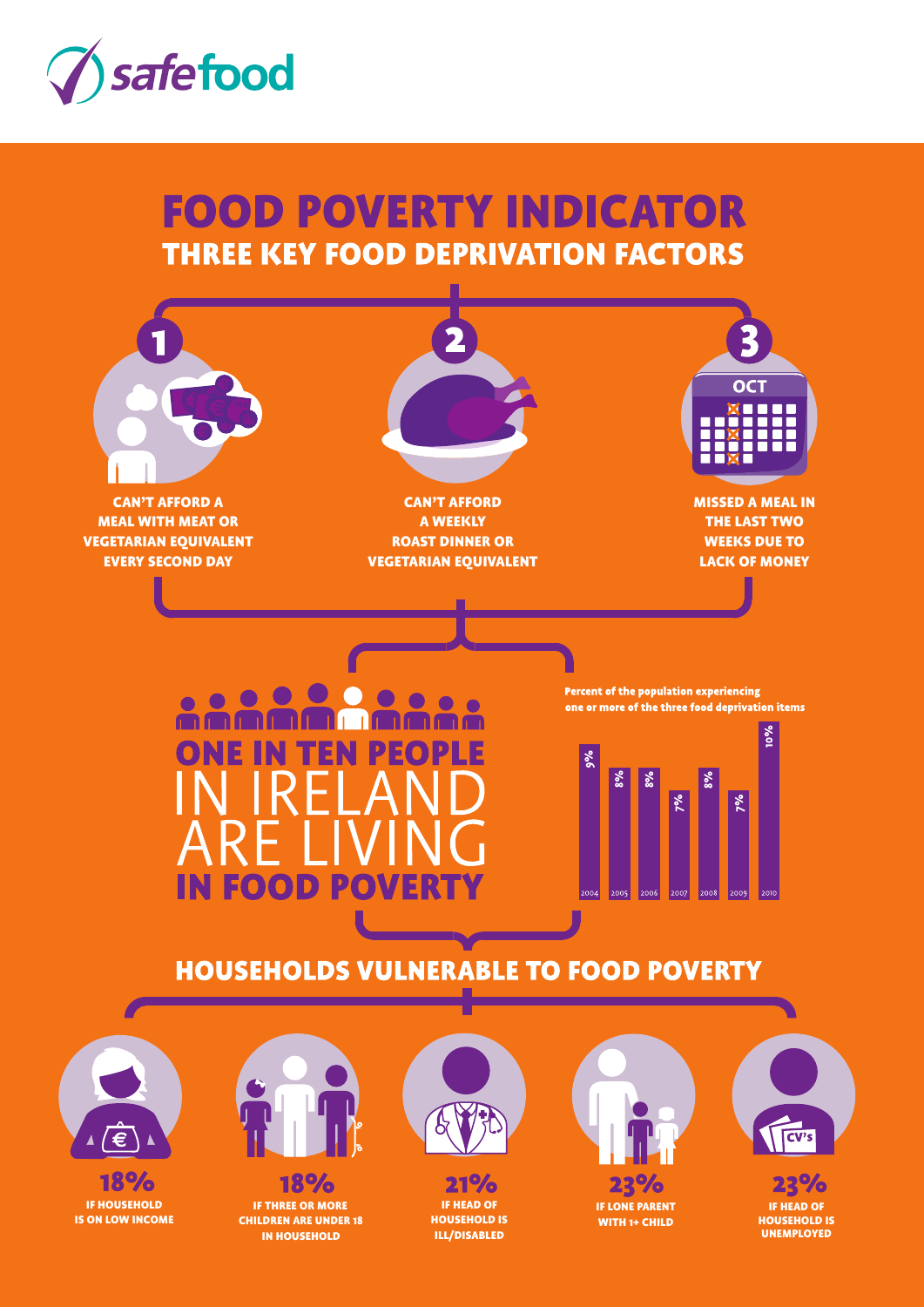safefood

# FOOD POVERTY INDICATOR

## THREE KEY FOOD DEPRIVATION FACTORS

**1** CAN'T AFFORD A MEAL WITH MEAT OR VEGETARIAN EQUIVALENT EVERY SECOND DAY

**2** CAN'T AFFORD A WEEKLY ROAST DINNER OR VEGETARIAN EQUIVALENT

**3** MISSED A MEAL IN THE LAST TWO WEEKS DUE TO LACK OF MONEY

**ONE IN TEN PEOPLE** IN IRELAND ARE LIVING **IN FOOD POVERTY**

Percent of the population experiencing one or more of the three food deprivation items

| Year | Percent |
|---|---|
| 2004 | 9% |
| 2005 | 8% |
| 2006 | 8% |
| 2007 | 7% |
| 2008 | 8% |
| 2009 | 7% |
| 2010 | 10% |

## HOUSEHOLDS VULNERABLE TO FOOD POVERTY

- **18%** IF HOUSEHOLD IS ON LOW INCOME
- **18%** IF THREE OR MORE CHILDREN ARE UNDER 18 IN HOUSEHOLD
- **21%** IF HEAD OF HOUSEHOLD IS ILL/DISABLED
- **23%** IF LONE PARENT WITH 1+ CHILD
- **23%** IF HEAD OF HOUSEHOLD IS UNEMPLOYED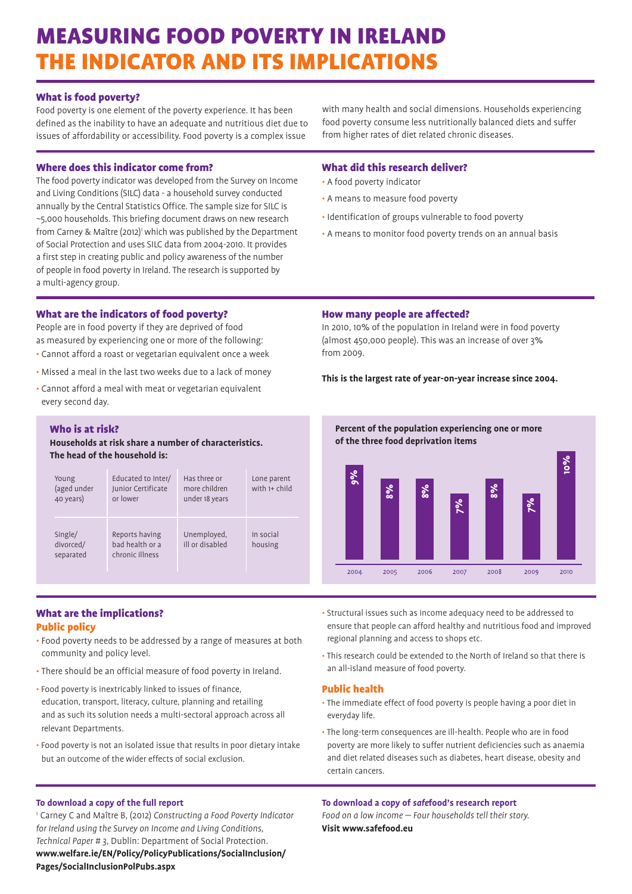# MEASURING FOOD POVERTY IN IRELAND
# THE INDICATOR AND ITS IMPLICATIONS

### What is food poverty?

Food poverty is one element of the poverty experience. It has been defined as the inability to have an adequate and nutritious diet due to issues of affordability or accessibility. Food poverty is a complex issue with many health and social dimensions. Households experiencing food poverty consume less nutritionally balanced diets and suffer from higher rates of diet related chronic diseases.

### Where does this indicator come from?

The food poverty indicator was developed from the Survey on Income and Living Conditions (SILC) data - a household survey conducted annually by the Central Statistics Office. The sample size for SILC is ~5,000 households. This briefing document draws on new research from Carney & Maître (2012)[1] which was published by the Department of Social Protection and uses SILC data from 2004-2010. It provides a first step in creating public and policy awareness of the number of people in food poverty in Ireland. The research is supported by a multi-agency group.

### What did this research deliver?

- A food poverty indicator
- A means to measure food poverty
- Identification of groups vulnerable to food poverty
- A means to monitor food poverty trends on an annual basis

### What are the indicators of food poverty?

People are in food poverty if they are deprived of food as measured by experiencing one or more of the following:

- Cannot afford a roast or vegetarian equivalent once a week
- Missed a meal in the last two weeks due to a lack of money
- Cannot afford a meal with meat or vegetarian equivalent every second day.

### How many people are affected?

In 2010, 10% of the population in Ireland were in food poverty (almost 450,000 people). This was an increase of over 3% from 2009.

**This is the largest rate of year-on-year increase since 2004.**

### Who is at risk?

**Households at risk share a number of characteristics. The head of the household is:**

| | | | |
|---|---|---|---|
| Young (aged under 40 years) | Educated to Inter/ Junior Certificate or lower | Has three or more children under 18 years | Lone parent with 1+ child |
| Single/ divorced/ separated | Reports having bad health or a chronic illness | Unemployed, ill or disabled | In social housing |

**Percent of the population experiencing one or more of the three food deprivation items**

9%
8%
8%
7%
8%
7%
10%

2004 2005 2006 2007 2008 2009 2010

### What are the implications?

#### Public policy

- Food poverty needs to be addressed by a range of measures at both community and policy level.
- There should be an official measure of food poverty in Ireland.
- Food poverty is inextricably linked to issues of finance, education, transport, literacy, culture, planning and retailing and as such its solution needs a multi-sectoral approach across all relevant Departments.
- Food poverty is not an isolated issue that results in poor dietary intake but an outcome of the wider effects of social exclusion.
- Structural issues such as income adequacy need to be addressed to ensure that people can afford healthy and nutritious food and improved regional planning and access to shops etc.
- This research could be extended to the North of Ireland so that there is an all-island measure of food poverty.

#### Public health

- The immediate effect of food poverty is people having a poor diet in everyday life.
- The long-term consequences are ill-health. People who are in food poverty are more likely to suffer nutrient deficiencies such as anaemia and diet related diseases such as diabetes, heart disease, obesity and certain cancers.

**To download a copy of the full report**

[1] Carney C and Maître B, (2012) *Constructing a Food Poverty Indicator for Ireland using the Survey on Income and Living Conditions, Technical Paper # 3*, Dublin: Department of Social Protection.
**www.welfare.ie/EN/Policy/PolicyPublications/SocialInclusion/Pages/SocialInclusionPolPubs.aspx**

**To download a copy of *safe*food's research report**

*Food on a low income — Four households tell their story.*
**Visit www.safefood.eu**